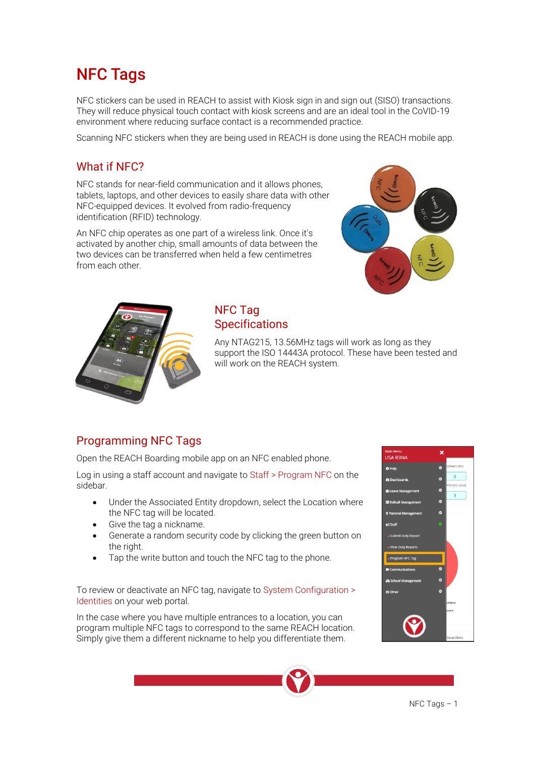# NFC Tags

NFC stickers can be used in REACH to assist with Kiosk sign in and sign out (SISO) transactions. They will reduce physical touch contact with kiosk screens and are an ideal tool in the CoVID-19 environment where reducing surface contact is a recommended practice.

Scanning NFC stickers when they are being used in REACH is done using the REACH mobile app.

## What if NFC?

NFC stands for near-field communication and it allows phones, tablets, laptops, and other devices to easily share data with other NFC-equipped devices. It evolved from radio-frequency identification (RFID) technology.

An NFC chip operates as one part of a wireless link. Once it's activated by another chip, small amounts of data between the two devices can be transferred when held a few centimetres from each other.

## NFC Tag Specifications

Any NTAG215, 13.56MHz tags will work as long as they support the ISO 14443A protocol. These have been tested and will work on the REACH system.

## Programming NFC Tags

Open the REACH Boarding mobile app on an NFC enabled phone.

Log in using a staff account and navigate to Staff > Program NFC on the sidebar.

- Under the Associated Entity dropdown, select the Location where the NFC tag will be located.
- Give the tag a nickname.
- Generate a random security code by clicking the green button on the right.
- Tap the write button and touch the NFC tag to the phone.

To review or deactivate an NFC tag, navigate to System Configuration > Identities on your web portal.

In the case where you have multiple entrances to a location, you can program multiple NFC tags to correspond to the same REACH location. Simply give them a different nickname to help you differentiate them.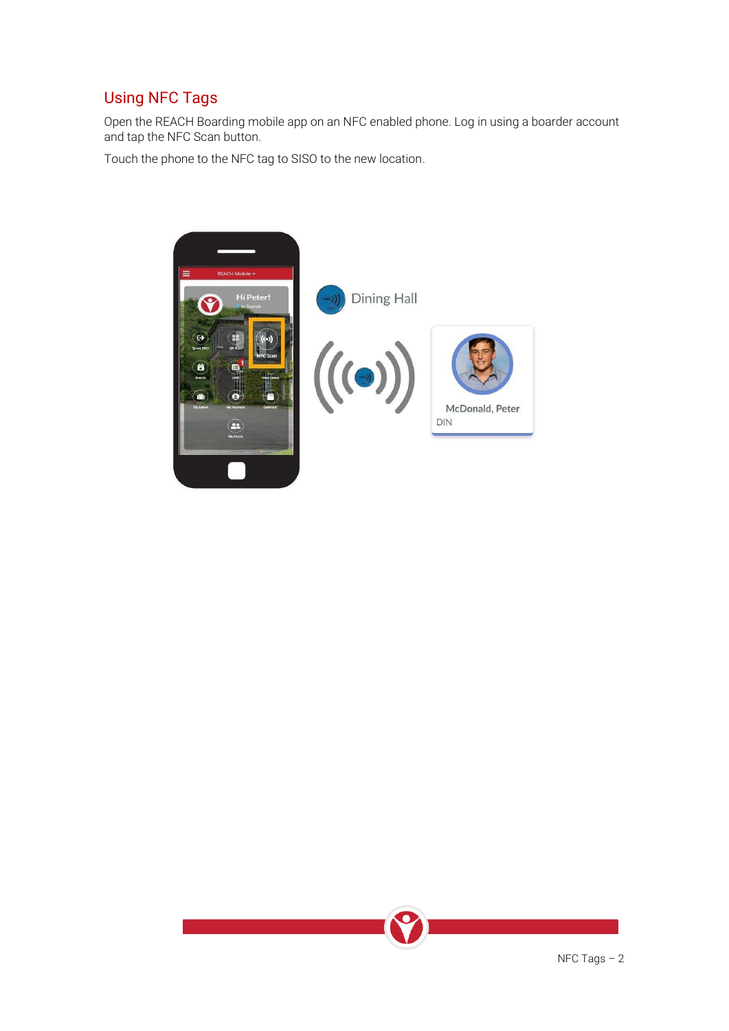## Using NFC Tags

Open the REACH Boarding mobile app on an NFC enabled phone. Log in using a boarder account and tap the NFC Scan button.

Touch the phone to the NFC tag to SISO to the new location.